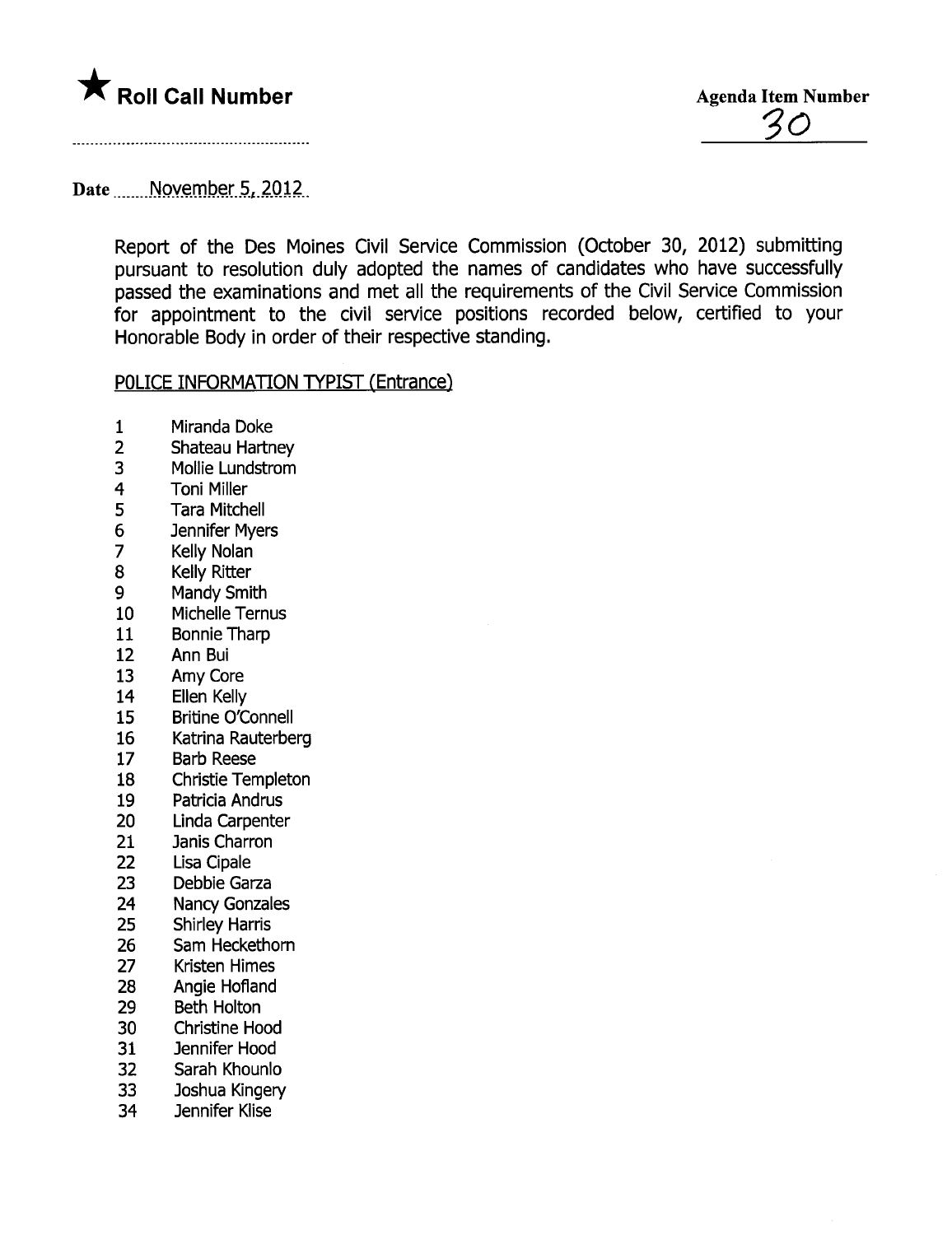★ **Roll Call Number**

**Agenda Item Number**

30

Date November 5, 2012

Report of the Des Moines Civil Service Commission (October 30, 2012) submitting pursuant to resolution duly adopted the names of candidates who have successfully passed the examinations and met all the requirements of the Civil Service Commission for appointment to the civil service positions recorded below, certified to your Honorable Body in order of their respective standing.

POLICE INFORMATION TYPIST (Entrance)

1 Miranda Doke
2 Shateau Hartney
3 Mollie Lundstrom
4 Toni Miller
5 Tara Mitchell
6 Jennifer Myers
7 Kelly Nolan
8 Kelly Ritter
9 Mandy Smith
10 Michelle Ternus
11 Bonnie Tharp
12 Ann Bui
13 Amy Core
14 Ellen Kelly
15 Britine O'Connell
16 Katrina Rauterberg
17 Barb Reese
18 Christie Templeton
19 Patricia Andrus
20 Linda Carpenter
21 Janis Charron
22 Lisa Cipale
23 Debbie Garza
24 Nancy Gonzales
25 Shirley Harris
26 Sam Heckethorn
27 Kristen Himes
28 Angie Hofland
29 Beth Holton
30 Christine Hood
31 Jennifer Hood
32 Sarah Khounlo
33 Joshua Kingery
34 Jennifer Klise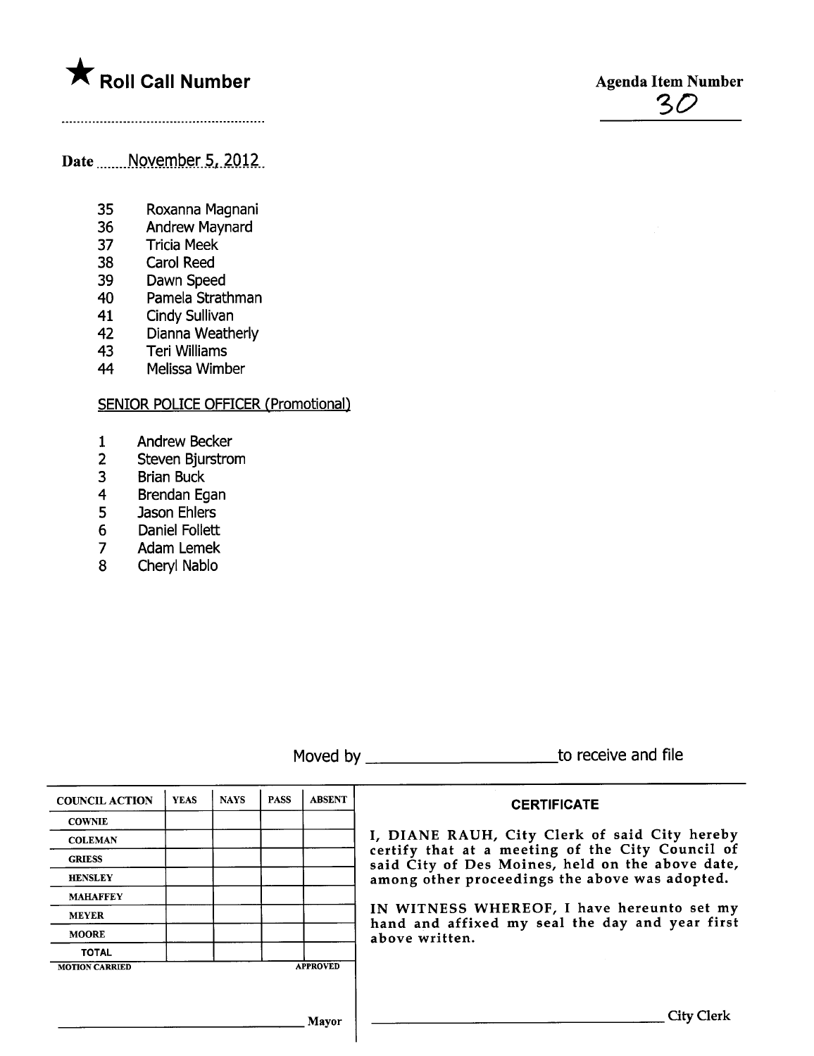★ **Roll Call Number**

Agenda Item Number

30

Date November 5, 2012

35 Roxanna Magnani
36 Andrew Maynard
37 Tricia Meek
38 Carol Reed
39 Dawn Speed
40 Pamela Strathman
41 Cindy Sullivan
42 Dianna Weatherly
43 Teri Williams
44 Melissa Wimber

SENIOR POLICE OFFICER (Promotional)

1 Andrew Becker
2 Steven Bjurstrom
3 Brian Buck
4 Brendan Egan
5 Jason Ehlers
6 Daniel Follett
7 Adam Lemek
8 Cheryl Nablo

Moved by ______________________ to receive and file

| COUNCIL ACTION | YEAS | NAYS | PASS | ABSENT |
| --- | --- | --- | --- | --- |
| COWNIE | | | | |
| COLEMAN | | | | |
| GRIESS | | | | |
| HENSLEY | | | | |
| MAHAFFEY | | | | |
| MEYER | | | | |
| MOORE | | | | |
| TOTAL | | | | |
| MOTION CARRIED | | | | APPROVED |

______________________ Mayor

**CERTIFICATE**

I, DIANE RAUH, City Clerk of said City hereby certify that at a meeting of the City Council of said City of Des Moines, held on the above date, among other proceedings the above was adopted.

IN WITNESS WHEREOF, I have hereunto set my hand and affixed my seal the day and year first above written.

______________________ City Clerk